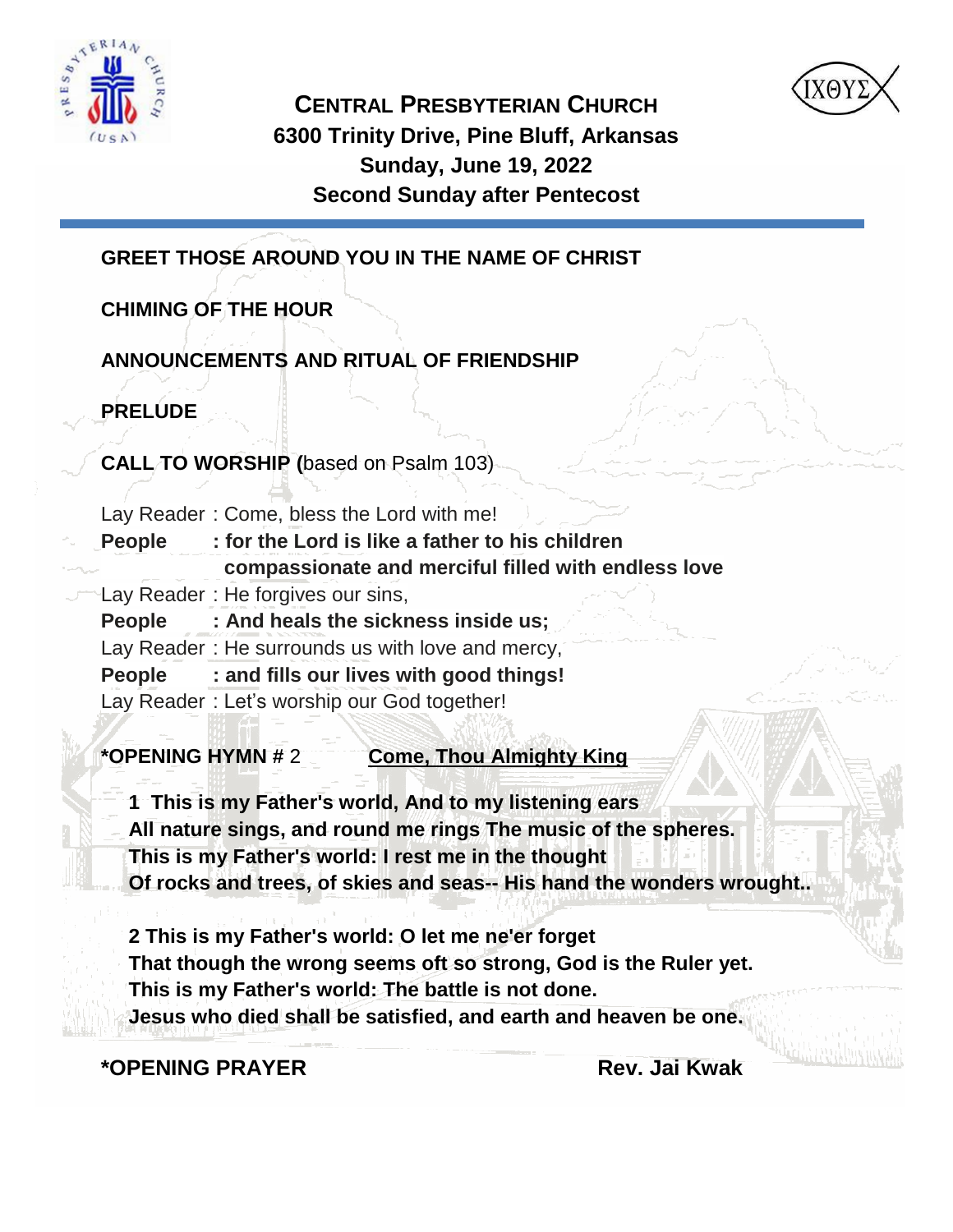# CENTRAL PRESBYTERIAN CHURCH
## 6300 Trinity Drive, Pine Bluff, Arkansas
## Sunday, June 19, 2022
## Second Sunday after Pentecost

**GREET THOSE AROUND YOU IN THE NAME OF CHRIST**

**CHIMING OF THE HOUR**

**ANNOUNCEMENTS AND RITUAL OF FRIENDSHIP**

**PRELUDE**

**CALL TO WORSHIP (**based on Psalm 103)

Lay Reader : Come, bless the Lord with me!
**People : for the Lord is like a father to his children compassionate and merciful filled with endless love**
Lay Reader : He forgives our sins,
**People : And heals the sickness inside us;**
Lay Reader : He surrounds us with love and mercy,
**People : and fills our lives with good things!**
Lay Reader : Let's worship our God together!

**\*OPENING HYMN** # 2 <u>Come, Thou Almighty King</u>

**1 This is my Father's world, And to my listening ears**
**All nature sings, and round me rings The music of the spheres.**
**This is my Father's world: I rest me in the thought**
**Of rocks and trees, of skies and seas-- His hand the wonders wrought..**

**2 This is my Father's world: O let me ne'er forget**
**That though the wrong seems oft so strong, God is the Ruler yet.**
**This is my Father's world: The battle is not done.**
**Jesus who died shall be satisfied, and earth and heaven be one.**

**\*OPENING PRAYER** **Rev. Jai Kwak**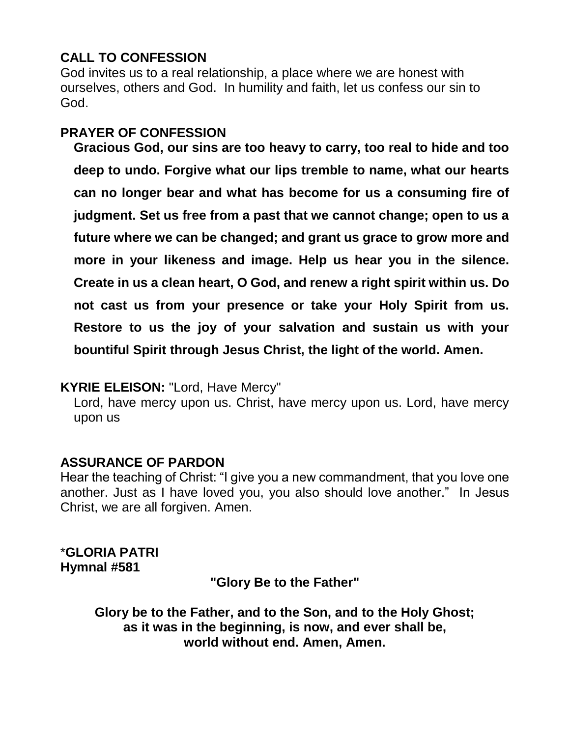**CALL TO CONFESSION**

God invites us to a real relationship, a place where we are honest with ourselves, others and God. In humility and faith, let us confess our sin to God.

**PRAYER OF CONFESSION**

**Gracious God, our sins are too heavy to carry, too real to hide and too deep to undo. Forgive what our lips tremble to name, what our hearts can no longer bear and what has become for us a consuming fire of judgment. Set us free from a past that we cannot change; open to us a future where we can be changed; and grant us grace to grow more and more in your likeness and image. Help us hear you in the silence. Create in us a clean heart, O God, and renew a right spirit within us. Do not cast us from your presence or take your Holy Spirit from us. Restore to us the joy of your salvation and sustain us with your bountiful Spirit through Jesus Christ, the light of the world. Amen.**

**KYRIE ELEISON:** "Lord, Have Mercy"

Lord, have mercy upon us. Christ, have mercy upon us. Lord, have mercy upon us

**ASSURANCE OF PARDON**

Hear the teaching of Christ: "I give you a new commandment, that you love one another. Just as I have loved you, you also should love another." In Jesus Christ, we are all forgiven. Amen.

*__GLORIA PATRI__
**Hymnal #581**

**"Glory Be to the Father"**

**Glory be to the Father, and to the Son, and to the Holy Ghost;
as it was in the beginning, is now, and ever shall be,
world without end. Amen, Amen.**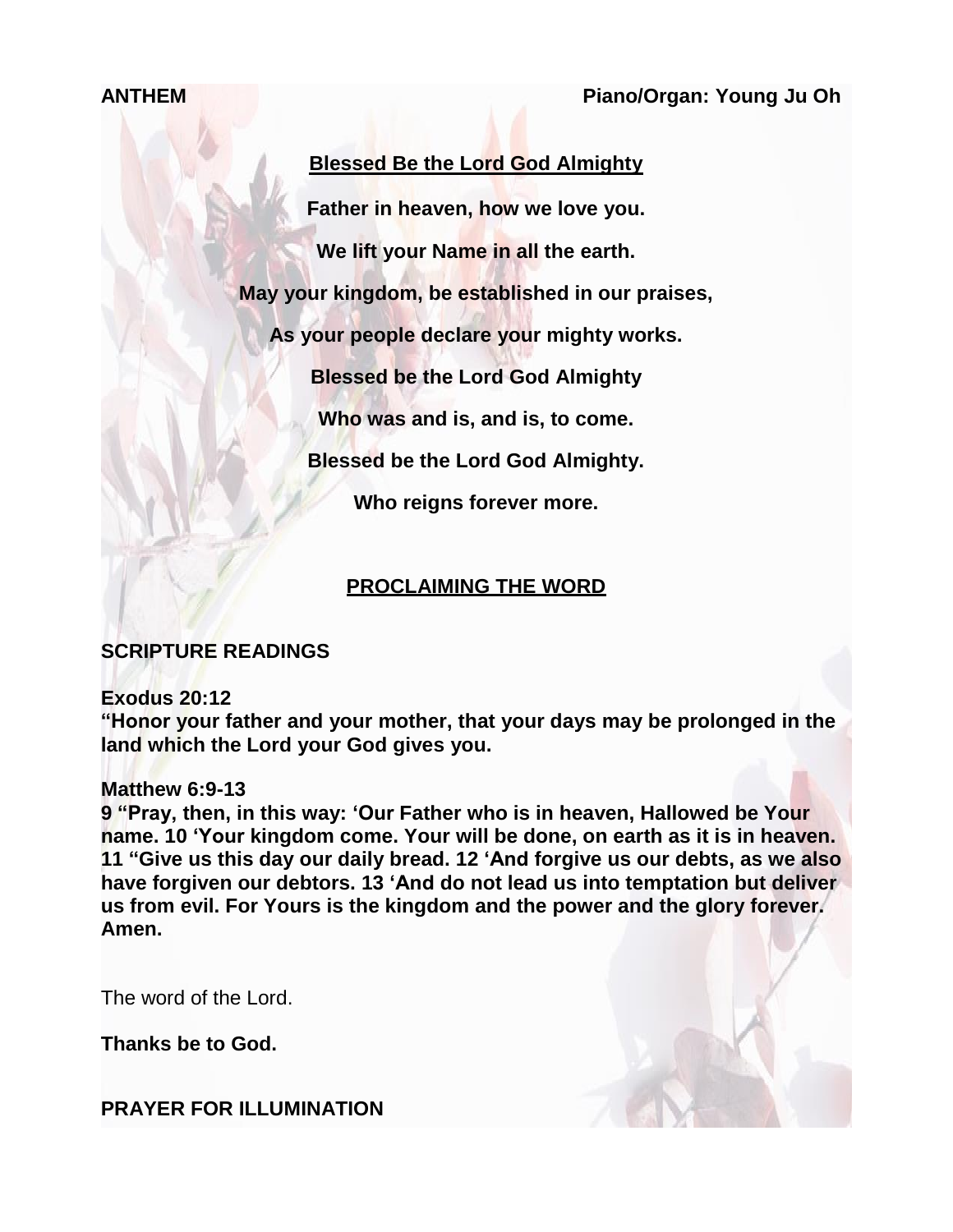**ANTHEM** **Piano/Organ: Young Ju Oh**

**Blessed Be the Lord God Almighty**

**Father in heaven, how we love you.**

**We lift your Name in all the earth.**

**May your kingdom, be established in our praises,**

**As your people declare your mighty works.**

**Blessed be the Lord God Almighty**

**Who was and is, and is, to come.**

**Blessed be the Lord God Almighty.**

**Who reigns forever more.**

## PROCLAIMING THE WORD

**SCRIPTURE READINGS**

**Exodus 20:12**
**"Honor your father and your mother, that your days may be prolonged in the land which the Lord your God gives you.**

**Matthew 6:9-13**
**9 "Pray, then, in this way: 'Our Father who is in heaven, Hallowed be Your name. 10 'Your kingdom come. Your will be done, on earth as it is in heaven. 11 "Give us this day our daily bread. 12 'And forgive us our debts, as we also have forgiven our debtors. 13 'And do not lead us into temptation but deliver us from evil. For Yours is the kingdom and the power and the glory forever. Amen.**

The word of the Lord.

**Thanks be to God.**

**PRAYER FOR ILLUMINATION**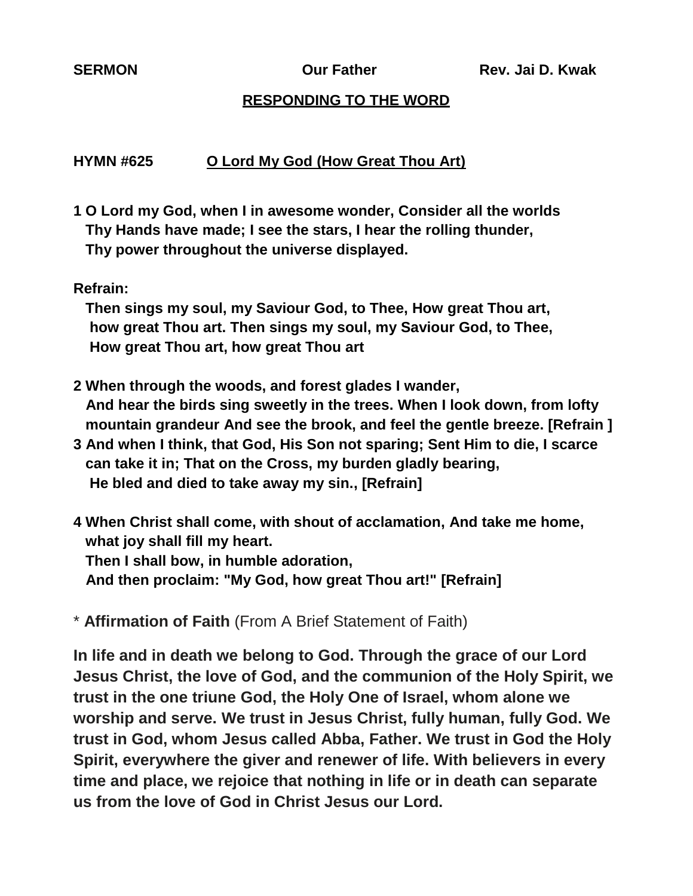**SERMON** **Our Father** **Rev. Jai D. Kwak**

## RESPONDING TO THE WORD

**HYMN #625** **O Lord My God (How Great Thou Art)**

**1 O Lord my God, when I in awesome wonder, Consider all the worlds**
**Thy Hands have made; I see the stars, I hear the rolling thunder,**
**Thy power throughout the universe displayed.**

**Refrain:**
**Then sings my soul, my Saviour God, to Thee, How great Thou art,**
**how great Thou art. Then sings my soul, my Saviour God, to Thee,**
**How great Thou art, how great Thou art**

**2 When through the woods, and forest glades I wander,**
**And hear the birds sing sweetly in the trees. When I look down, from lofty mountain grandeur And see the brook, and feel the gentle breeze. [Refrain ]**

**3 And when I think, that God, His Son not sparing; Sent Him to die, I scarce can take it in; That on the Cross, my burden gladly bearing,**
**He bled and died to take away my sin., [Refrain]**

**4 When Christ shall come, with shout of acclamation, And take me home, what joy shall fill my heart.**
**Then I shall bow, in humble adoration,**
**And then proclaim: "My God, how great Thou art!" [Refrain]**

* **Affirmation of Faith** (From A Brief Statement of Faith)

**In life and in death we belong to God. Through the grace of our Lord Jesus Christ, the love of God, and the communion of the Holy Spirit, we trust in the one triune God, the Holy One of Israel, whom alone we worship and serve. We trust in Jesus Christ, fully human, fully God. We trust in God, whom Jesus called Abba, Father. We trust in God the Holy Spirit, everywhere the giver and renewer of life. With believers in every time and place, we rejoice that nothing in life or in death can separate us from the love of God in Christ Jesus our Lord.**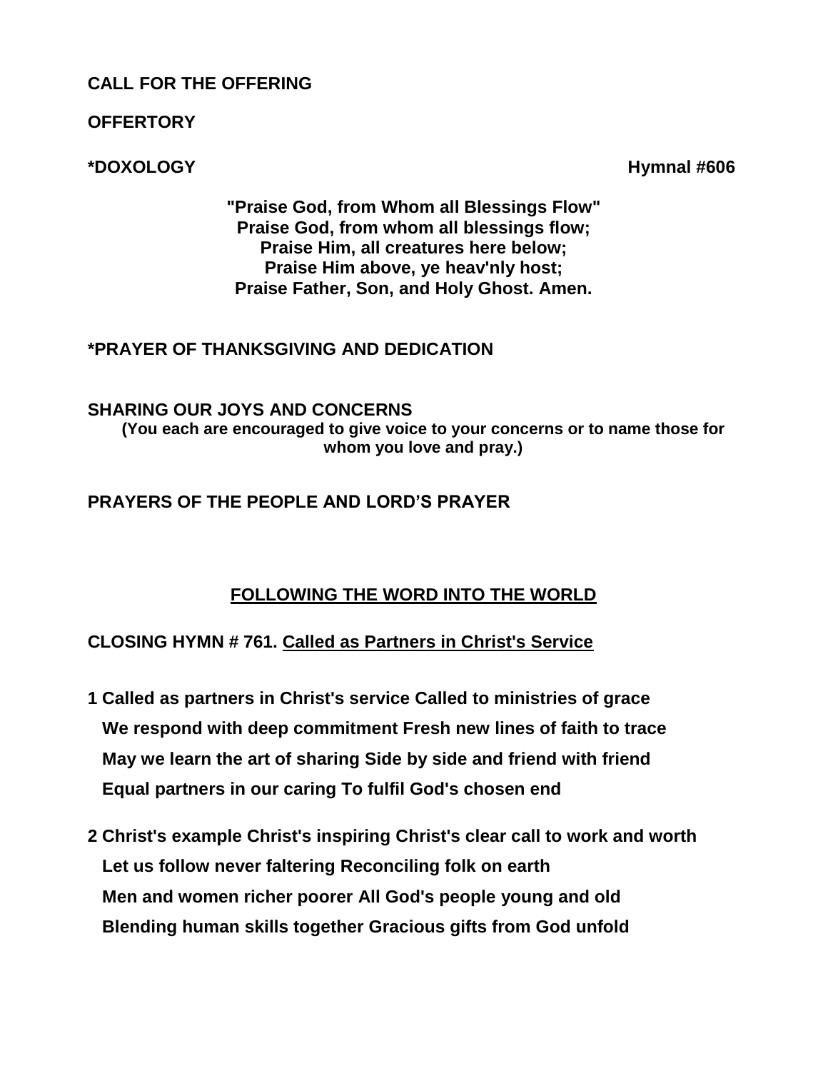**CALL FOR THE OFFERING**

**OFFERTORY**

**\*DOXOLOGY** **Hymnal #606**

**"Praise God, from Whom all Blessings Flow"**
**Praise God, from whom all blessings flow;**
**Praise Him, all creatures here below;**
**Praise Him above, ye heav'nly host;**
**Praise Father, Son, and Holy Ghost. Amen.**

**\*PRAYER OF THANKSGIVING AND DEDICATION**

**SHARING OUR JOYS AND CONCERNS**
**(You each are encouraged to give voice to your concerns or to name those for whom you love and pray.)**

**PRAYERS OF THE PEOPLE AND LORD'S PRAYER**

## FOLLOWING THE WORD INTO THE WORLD

**CLOSING HYMN # 761. Called as Partners in Christ's Service**

**1 Called as partners in Christ's service Called to ministries of grace**
**We respond with deep commitment Fresh new lines of faith to trace**
**May we learn the art of sharing Side by side and friend with friend**
**Equal partners in our caring To fulfil God's chosen end**

**2 Christ's example Christ's inspiring Christ's clear call to work and worth**
**Let us follow never faltering Reconciling folk on earth**
**Men and women richer poorer All God's people young and old**
**Blending human skills together Gracious gifts from God unfold**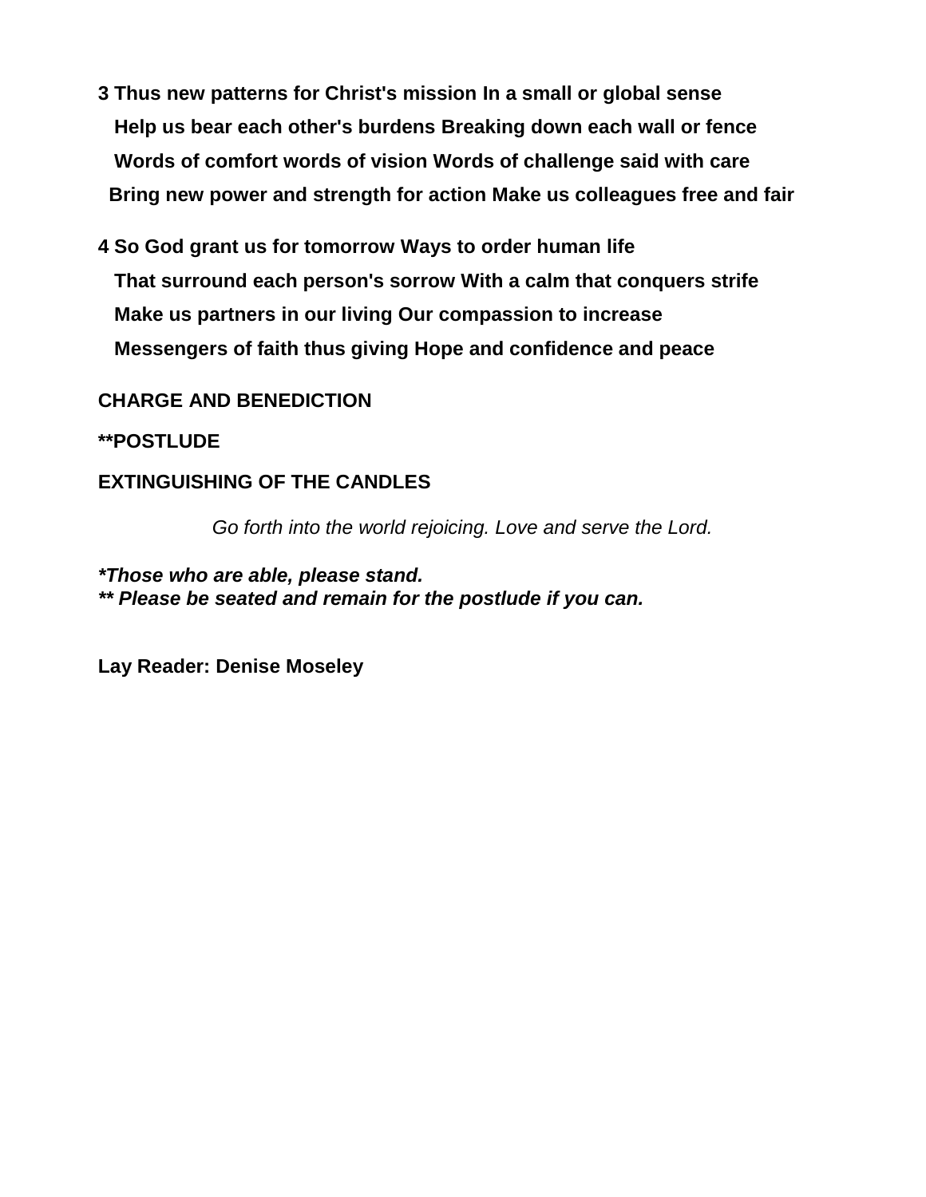**3 Thus new patterns for Christ's mission In a small or global sense**
**Help us bear each other's burdens Breaking down each wall or fence**
**Words of comfort words of vision Words of challenge said with care**
**Bring new power and strength for action Make us colleagues free and fair**

**4 So God grant us for tomorrow Ways to order human life**
**That surround each person's sorrow With a calm that conquers strife**
**Make us partners in our living Our compassion to increase**
**Messengers of faith thus giving Hope and confidence and peace**

**CHARGE AND BENEDICTION**

****POSTLUDE**

**EXTINGUISHING OF THE CANDLES**

*Go forth into the world rejoicing. Love and serve the Lord.*

***Those who are able, please stand.***
***** Please be seated and remain for the postlude if you can.***

**Lay Reader: Denise Moseley**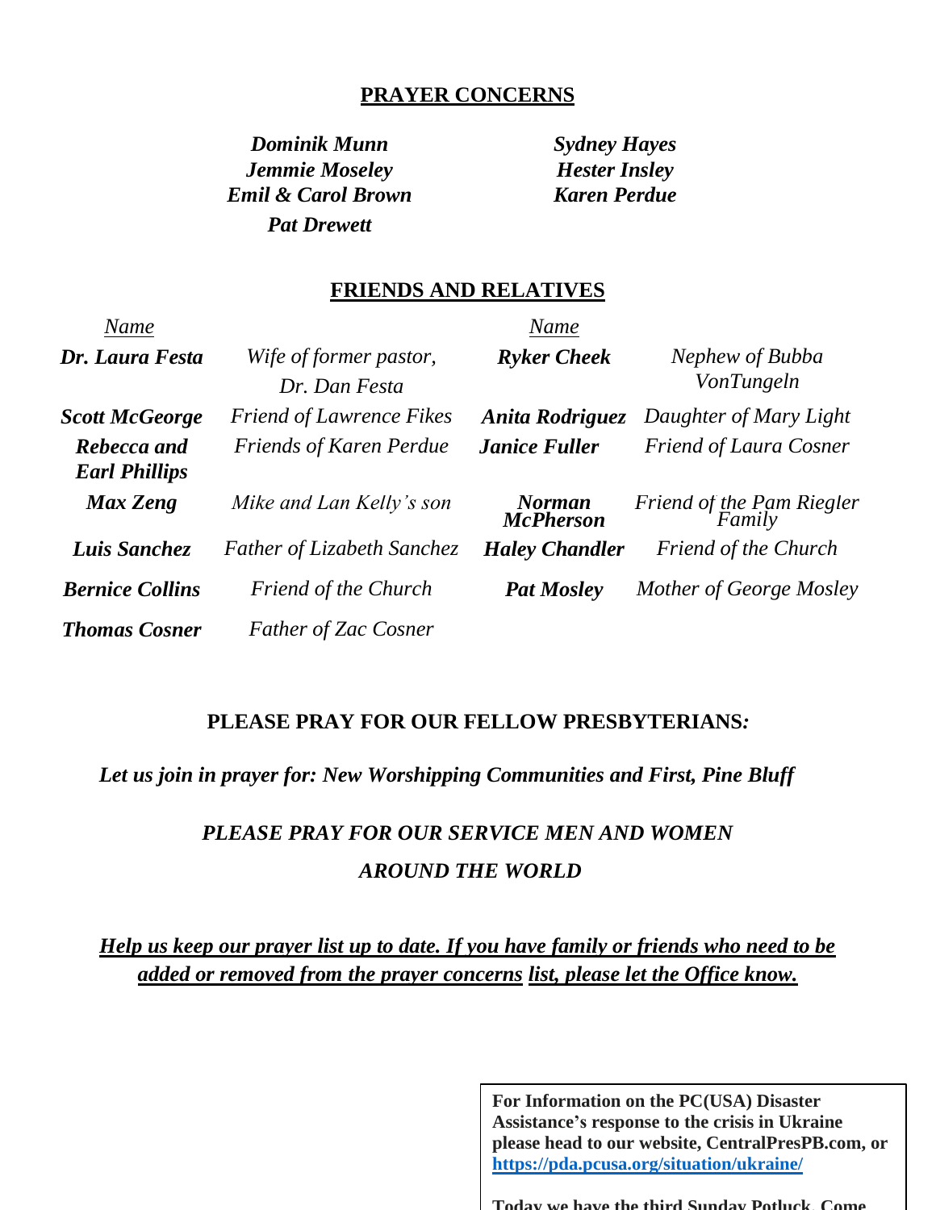## PRAYER CONCERNS

***Dominik Munn***
***Jemmie Moseley***
***Emil & Carol Brown***
***Pat Drewett***
***Sydney Hayes***
***Hester Insley***
***Karen Perdue***

## FRIENDS AND RELATIVES

| *Name* | | *Name* | |
|---|---|---|---|
| ***Dr. Laura Festa*** | *Wife of former pastor, Dr. Dan Festa* | ***Ryker Cheek*** | *Nephew of Bubba VonTungeln* |
| ***Scott McGeorge*** | *Friend of Lawrence Fikes* | ***Anita Rodriguez*** | *Daughter of Mary Light* |
| ***Rebecca and Earl Phillips*** | *Friends of Karen Perdue* | ***Janice Fuller*** | *Friend of Laura Cosner* |
| ***Max Zeng*** | *Mike and Lan Kelly's son* | ***Norman McPherson*** | *Friend of the Pam Riegler Family* |
| ***Luis Sanchez*** | *Father of Lizabeth Sanchez* | ***Haley Chandler*** | *Friend of the Church* |
| ***Bernice Collins*** | *Friend of the Church* | ***Pat Mosley*** | *Mother of George Mosley* |
| ***Thomas Cosner*** | *Father of Zac Cosner* | | |

**PLEASE PRAY FOR OUR FELLOW PRESBYTERIANS:**

***Let us join in prayer for: New Worshipping Communities and First, Pine Bluff***

***PLEASE PRAY FOR OUR SERVICE MEN AND WOMEN AROUND THE WORLD***

***Help us keep our prayer list up to date. If you have family or friends who need to be added or removed from the prayer concerns list, please let the Office know.***

**For Information on the PC(USA) Disaster Assistance's response to the crisis in Ukraine please head to our website, CentralPresPB.com, or https://pda.pcusa.org/situation/ukraine/**

**Today we have the third Sunday Potluck. Come**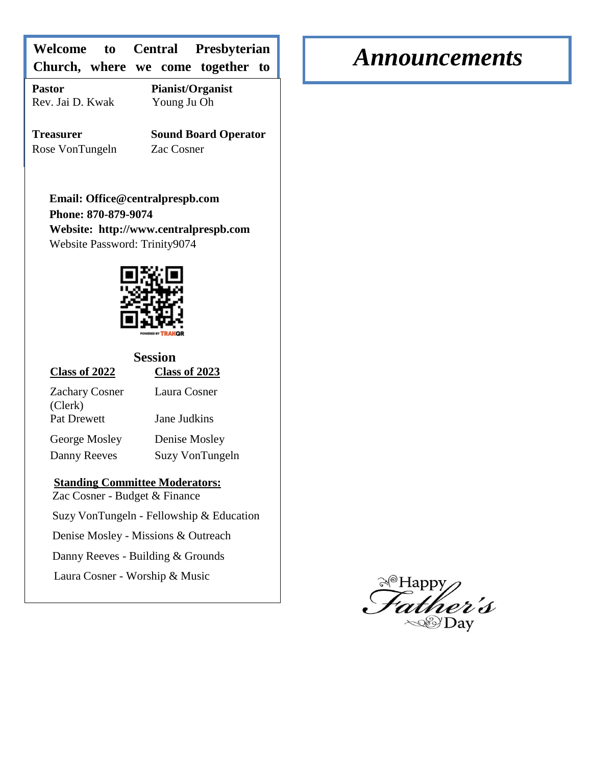**Welcome to Central Presbyterian Church, where we come together to**

**Pastor**
Rev. Jai D. Kwak

**Pianist/Organist**
Young Ju Oh

**Treasurer**
Rose VonTungeln

**Sound Board Operator**
Zac Cosner

**Email: Office@centralprespb.com**
**Phone: 870-879-9074**
**Website: http://www.centralprespb.com**
Website Password: Trinity9074

POWERED BY TRAKQR

## Session

| Class of 2022 | Class of 2023 |
|---|---|
| Zachary Cosner (Clerk) | Laura Cosner |
| Pat Drewett | Jane Judkins |
| George Mosley | Denise Mosley |
| Danny Reeves | Suzy VonTungeln |

**Standing Committee Moderators:**

Zac Cosner - Budget & Finance

Suzy VonTungeln - Fellowship & Education

Denise Mosley - Missions & Outreach

Danny Reeves - Building & Grounds

Laura Cosner - Worship & Music

# *Announcements*

Happy Father's Day